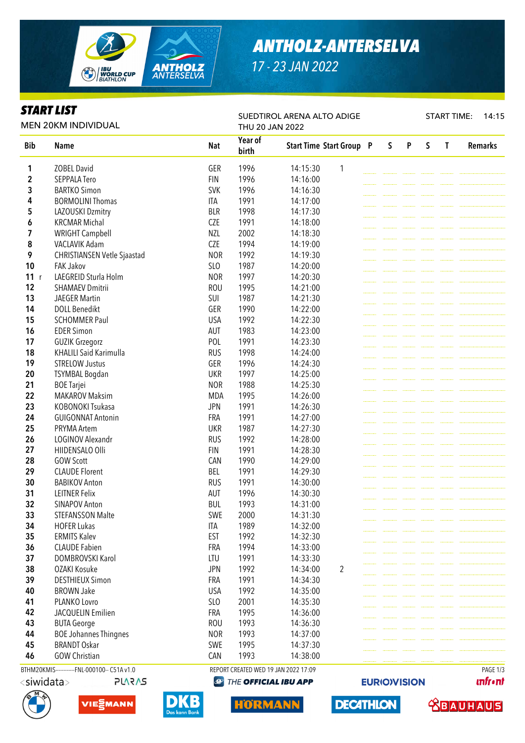# ANTHOLZ-ANTERSELVA

17 - 23 JAN 2022

## START LIST

MEN 20KM INDIVIDUAL

SUEDTIROL ARENA ALTO ADIGE
THU 20 JAN 2022

START TIME: 14:15

| Bib | Name | Nat | Year of birth | Start Time | Start Group | P | S | P | S | T | Remarks |
|---|---|---|---|---|---|---|---|---|---|---|---|
| 1 | ZOBEL David | GER | 1996 | 14:15:30 | 1 | | | | | | |
| 2 | SEPPALA Tero | FIN | 1996 | 14:16:00 | | | | | | | |
| 3 | BARTKO Simon | SVK | 1996 | 14:16:30 | | | | | | | |
| 4 | BORMOLINI Thomas | ITA | 1991 | 14:17:00 | | | | | | | |
| 5 | LAZOUSKI Dzmitry | BLR | 1998 | 14:17:30 | | | | | | | |
| 6 | KRCMAR Michal | CZE | 1991 | 14:18:00 | | | | | | | |
| 7 | WRIGHT Campbell | NZL | 2002 | 14:18:30 | | | | | | | |
| 8 | VACLAVIK Adam | CZE | 1994 | 14:19:00 | | | | | | | |
| 9 | CHRISTIANSEN Vetle Sjaastad | NOR | 1992 | 14:19:30 | | | | | | | |
| 10 | FAK Jakov | SLO | 1987 | 14:20:00 | | | | | | | |
| 11 r | LAEGREID Sturla Holm | NOR | 1997 | 14:20:30 | | | | | | | |
| 12 | SHAMAEV Dmitrii | ROU | 1995 | 14:21:00 | | | | | | | |
| 13 | JAEGER Martin | SUI | 1987 | 14:21:30 | | | | | | | |
| 14 | DOLL Benedikt | GER | 1990 | 14:22:00 | | | | | | | |
| 15 | SCHOMMER Paul | USA | 1992 | 14:22:30 | | | | | | | |
| 16 | EDER Simon | AUT | 1983 | 14:23:00 | | | | | | | |
| 17 | GUZIK Grzegorz | POL | 1991 | 14:23:30 | | | | | | | |
| 18 | KHALILI Said Karimulla | RUS | 1998 | 14:24:00 | | | | | | | |
| 19 | STRELOW Justus | GER | 1996 | 14:24:30 | | | | | | | |
| 20 | TSYMBAL Bogdan | UKR | 1997 | 14:25:00 | | | | | | | |
| 21 | BOE Tarjei | NOR | 1988 | 14:25:30 | | | | | | | |
| 22 | MAKAROV Maksim | MDA | 1995 | 14:26:00 | | | | | | | |
| 23 | KOBONOKI Tsukasa | JPN | 1991 | 14:26:30 | | | | | | | |
| 24 | GUIGONNAT Antonin | FRA | 1991 | 14:27:00 | | | | | | | |
| 25 | PRYMA Artem | UKR | 1987 | 14:27:30 | | | | | | | |
| 26 | LOGINOV Alexandr | RUS | 1992 | 14:28:00 | | | | | | | |
| 27 | HIIDENSALO Olli | FIN | 1991 | 14:28:30 | | | | | | | |
| 28 | GOW Scott | CAN | 1990 | 14:29:00 | | | | | | | |
| 29 | CLAUDE Florent | BEL | 1991 | 14:29:30 | | | | | | | |
| 30 | BABIKOV Anton | RUS | 1991 | 14:30:00 | | | | | | | |
| 31 | LEITNER Felix | AUT | 1996 | 14:30:30 | | | | | | | |
| 32 | SINAPOV Anton | BUL | 1993 | 14:31:00 | | | | | | | |
| 33 | STEFANSSON Malte | SWE | 2000 | 14:31:30 | | | | | | | |
| 34 | HOFER Lukas | ITA | 1989 | 14:32:00 | | | | | | | |
| 35 | ERMITS Kalev | EST | 1992 | 14:32:30 | | | | | | | |
| 36 | CLAUDE Fabien | FRA | 1994 | 14:33:00 | | | | | | | |
| 37 | DOMBROVSKI Karol | LTU | 1991 | 14:33:30 | | | | | | | |
| 38 | OZAKI Kosuke | JPN | 1992 | 14:34:00 | 2 | | | | | | |
| 39 | DESTHIEUX Simon | FRA | 1991 | 14:34:30 | | | | | | | |
| 40 | BROWN Jake | USA | 1992 | 14:35:00 | | | | | | | |
| 41 | PLANKO Lovro | SLO | 2001 | 14:35:30 | | | | | | | |
| 42 | JACQUELIN Emilien | FRA | 1995 | 14:36:00 | | | | | | | |
| 43 | BUTA George | ROU | 1993 | 14:36:30 | | | | | | | |
| 44 | BOE Johannes Thingnes | NOR | 1993 | 14:37:00 | | | | | | | |
| 45 | BRANDT Oskar | SWE | 1995 | 14:37:30 | | | | | | | |
| 46 | GOW Christian | CAN | 1993 | 14:38:00 | | | | | | | |

BTHM20KMIS-----------FNL-000100-- C51A v1.0 REPORT CREATED WED 19 JAN 2022 17:09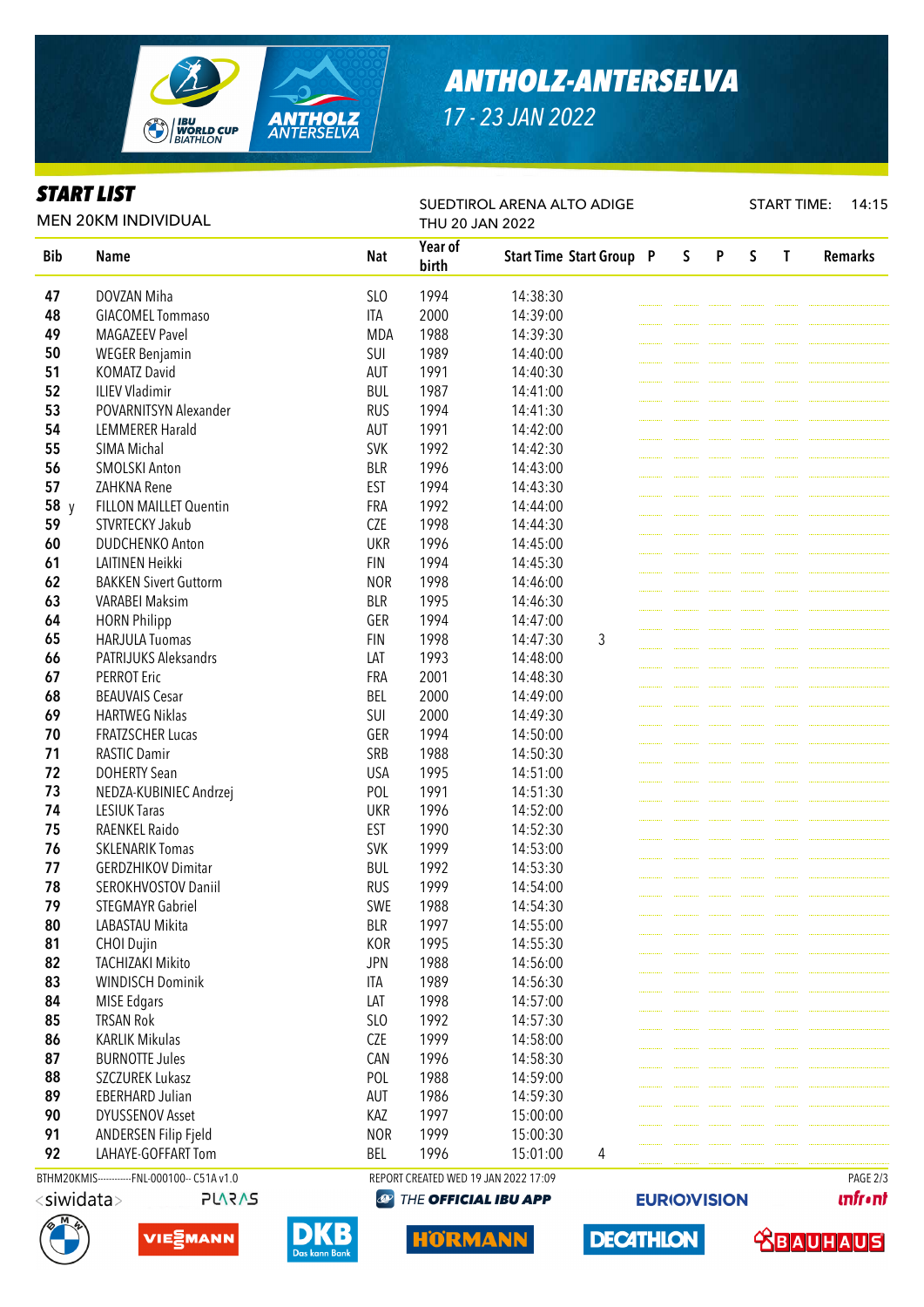# ANTHOLZ-ANTERSELVA

17 - 23 JAN 2022

## START LIST

MEN 20KM INDIVIDUAL

SUEDTIROL ARENA ALTO ADIGE
THU 20 JAN 2022

START TIME: 14:15

| Bib | Name | Nat | Year of birth | Start Time | Start Group | P | S | P | S | T | Remarks |
|---|---|---|---|---|---|---|---|---|---|---|---|
| 47 | DOVZAN Miha | SLO | 1994 | 14:38:30 | | | | | | | |
| 48 | GIACOMEL Tommaso | ITA | 2000 | 14:39:00 | | | | | | | |
| 49 | MAGAZEEV Pavel | MDA | 1988 | 14:39:30 | | | | | | | |
| 50 | WEGER Benjamin | SUI | 1989 | 14:40:00 | | | | | | | |
| 51 | KOMATZ David | AUT | 1991 | 14:40:30 | | | | | | | |
| 52 | ILIEV Vladimir | BUL | 1987 | 14:41:00 | | | | | | | |
| 53 | POVARNITSYN Alexander | RUS | 1994 | 14:41:30 | | | | | | | |
| 54 | LEMMERER Harald | AUT | 1991 | 14:42:00 | | | | | | | |
| 55 | SIMA Michal | SVK | 1992 | 14:42:30 | | | | | | | |
| 56 | SMOLSKI Anton | BLR | 1996 | 14:43:00 | | | | | | | |
| 57 | ZAHKNA Rene | EST | 1994 | 14:43:30 | | | | | | | |
| 58 y | FILLON MAILLET Quentin | FRA | 1992 | 14:44:00 | | | | | | | |
| 59 | STVRTECKY Jakub | CZE | 1998 | 14:44:30 | | | | | | | |
| 60 | DUDCHENKO Anton | UKR | 1996 | 14:45:00 | | | | | | | |
| 61 | LAITINEN Heikki | FIN | 1994 | 14:45:30 | | | | | | | |
| 62 | BAKKEN Sivert Guttorm | NOR | 1998 | 14:46:00 | | | | | | | |
| 63 | VARABEI Maksim | BLR | 1995 | 14:46:30 | | | | | | | |
| 64 | HORN Philipp | GER | 1994 | 14:47:00 | | | | | | | |
| 65 | HARJULA Tuomas | FIN | 1998 | 14:47:30 | 3 | | | | | | |
| 66 | PATRIJUKS Aleksandrs | LAT | 1993 | 14:48:00 | | | | | | | |
| 67 | PERROT Eric | FRA | 2001 | 14:48:30 | | | | | | | |
| 68 | BEAUVAIS Cesar | BEL | 2000 | 14:49:00 | | | | | | | |
| 69 | HARTWEG Niklas | SUI | 2000 | 14:49:30 | | | | | | | |
| 70 | FRATZSCHER Lucas | GER | 1994 | 14:50:00 | | | | | | | |
| 71 | RASTIC Damir | SRB | 1988 | 14:50:30 | | | | | | | |
| 72 | DOHERTY Sean | USA | 1995 | 14:51:00 | | | | | | | |
| 73 | NEDZA-KUBINIEC Andrzej | POL | 1991 | 14:51:30 | | | | | | | |
| 74 | LESIUK Taras | UKR | 1996 | 14:52:00 | | | | | | | |
| 75 | RAENKEL Raido | EST | 1990 | 14:52:30 | | | | | | | |
| 76 | SKLENARIK Tomas | SVK | 1999 | 14:53:00 | | | | | | | |
| 77 | GERDZHIKOV Dimitar | BUL | 1992 | 14:53:30 | | | | | | | |
| 78 | SEROKHVOSTOV Daniil | RUS | 1999 | 14:54:00 | | | | | | | |
| 79 | STEGMAYR Gabriel | SWE | 1988 | 14:54:30 | | | | | | | |
| 80 | LABASTAU Mikita | BLR | 1997 | 14:55:00 | | | | | | | |
| 81 | CHOI Dujin | KOR | 1995 | 14:55:30 | | | | | | | |
| 82 | TACHIZAKI Mikito | JPN | 1988 | 14:56:00 | | | | | | | |
| 83 | WINDISCH Dominik | ITA | 1989 | 14:56:30 | | | | | | | |
| 84 | MISE Edgars | LAT | 1998 | 14:57:00 | | | | | | | |
| 85 | TRSAN Rok | SLO | 1992 | 14:57:30 | | | | | | | |
| 86 | KARLIK Mikulas | CZE | 1999 | 14:58:00 | | | | | | | |
| 87 | BURNOTTE Jules | CAN | 1996 | 14:58:30 | | | | | | | |
| 88 | SZCZUREK Lukasz | POL | 1988 | 14:59:00 | | | | | | | |
| 89 | EBERHARD Julian | AUT | 1986 | 14:59:30 | | | | | | | |
| 90 | DYUSSENOV Asset | KAZ | 1997 | 15:00:00 | | | | | | | |
| 91 | ANDERSEN Filip Fjeld | NOR | 1999 | 15:00:30 | | | | | | | |
| 92 | LAHAYE-GOFFART Tom | BEL | 1996 | 15:01:00 | 4 | | | | | | |

BTHM20KMIS-----------FNL-000100-- C51A v1.0    REPORT CREATED WED 19 JAN 2022 17:09

siwidata  PLARAS  THE OFFICIAL IBU APP  EUROVISION  infront

BMW  VIESSMANN  DKB Das kann Bank  HÖRMANN  DECATHLON  BAUHAUS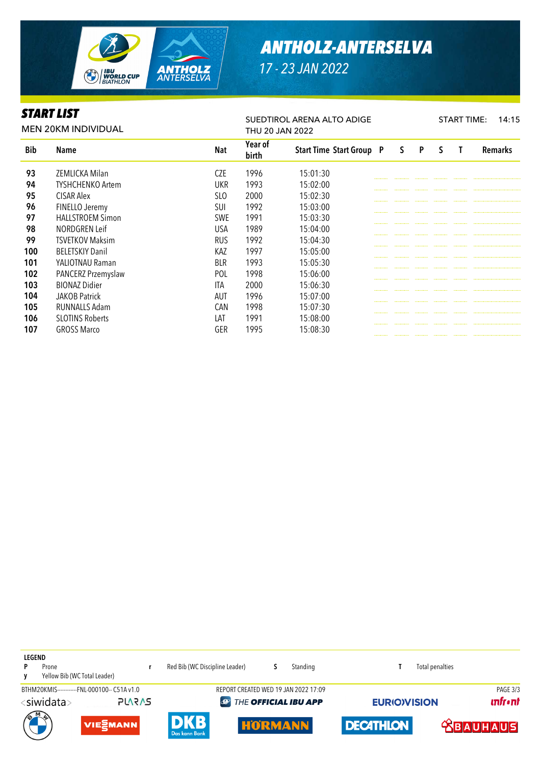# ANTHOLZ-ANTERSELVA

17 - 23 JAN 2022

## START LIST

MEN 20KM INDIVIDUAL

SUEDTIROL ARENA ALTO ADIGE

THU 20 JAN 2022

START TIME: 14:15

| Bib | Name | Nat | Year of birth | Start Time | Start Group | P | S | P | S | T | Remarks |
|---|---|---|---|---|---|---|---|---|---|---|---|
| 93 | ZEMLICKA Milan | CZE | 1996 | 15:01:30 | | | | | | | |
| 94 | TYSHCHENKO Artem | UKR | 1993 | 15:02:00 | | | | | | | |
| 95 | CISAR Alex | SLO | 2000 | 15:02:30 | | | | | | | |
| 96 | FINELLO Jeremy | SUI | 1992 | 15:03:00 | | | | | | | |
| 97 | HALLSTROEM Simon | SWE | 1991 | 15:03:30 | | | | | | | |
| 98 | NORDGREN Leif | USA | 1989 | 15:04:00 | | | | | | | |
| 99 | TSVETKOV Maksim | RUS | 1992 | 15:04:30 | | | | | | | |
| 100 | BELETSKIY Danil | KAZ | 1997 | 15:05:00 | | | | | | | |
| 101 | YALIOTNAU Raman | BLR | 1993 | 15:05:30 | | | | | | | |
| 102 | PANCERZ Przemyslaw | POL | 1998 | 15:06:00 | | | | | | | |
| 103 | BIONAZ Didier | ITA | 2000 | 15:06:30 | | | | | | | |
| 104 | JAKOB Patrick | AUT | 1996 | 15:07:00 | | | | | | | |
| 105 | RUNNALLS Adam | CAN | 1998 | 15:07:30 | | | | | | | |
| 106 | SLOTINS Roberts | LAT | 1991 | 15:08:00 | | | | | | | |
| 107 | GROSS Marco | GER | 1995 | 15:08:30 | | | | | | | |

**LEGEND**

- **P** Prone
- **y** Yellow Bib (WC Total Leader)
- **r** Red Bib (WC Discipline Leader)
- **S** Standing
- **T** Total penalties

BTHM20KMIS-----------FNL-000100-- C51A v1.0

REPORT CREATED WED 19 JAN 2022 17:09